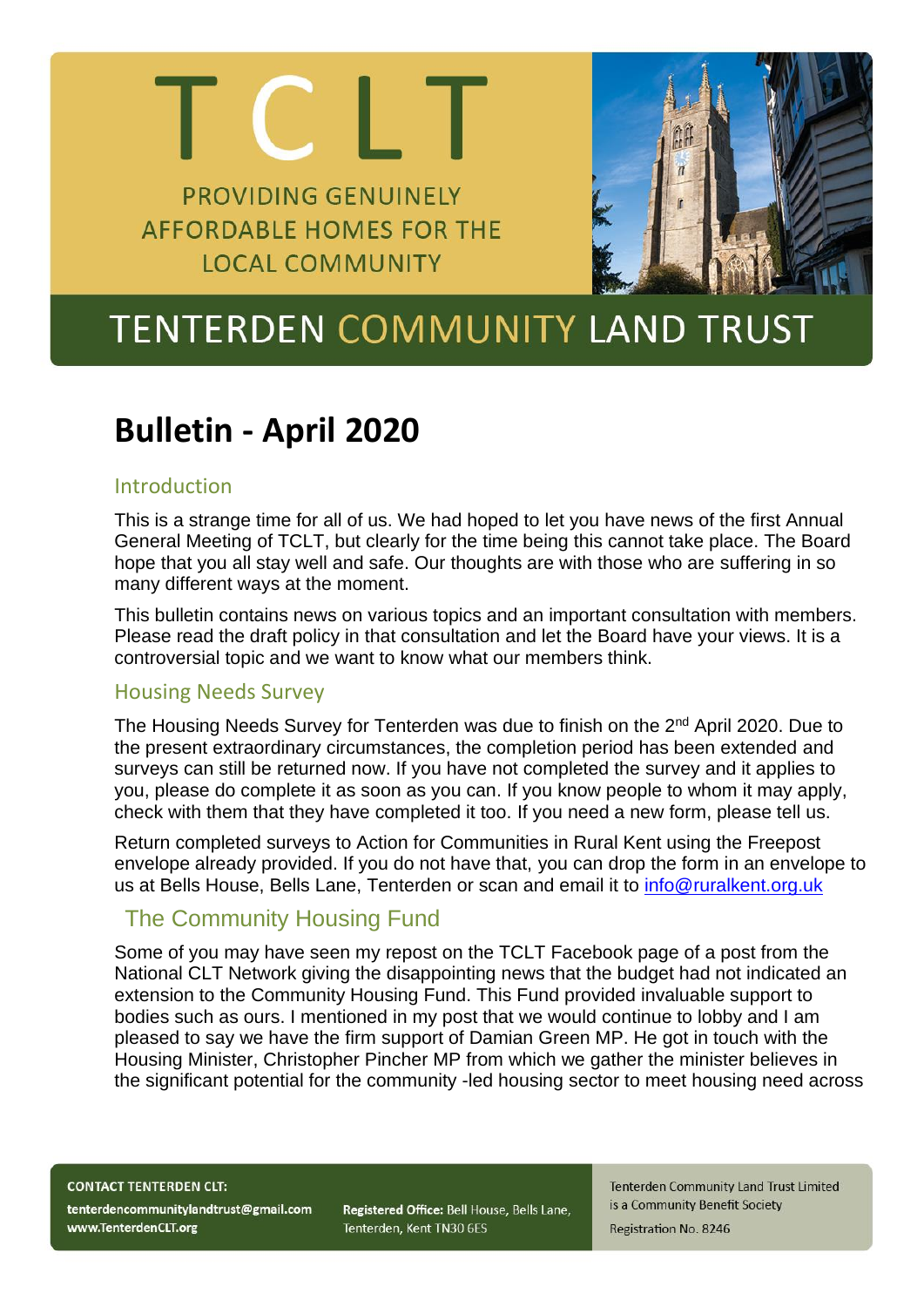# TCLT

PROVIDING GENUINELY AFFORDABLE HOMES FOR THE LOCAL COMMUNITY

# TENTERDEN COMMUNITY LAND TRUST

# Bulletin - April 2020

## Introduction

This is a strange time for all of us. We had hoped to let you have news of the first Annual General Meeting of TCLT, but clearly for the time being this cannot take place. The Board hope that you all stay well and safe. Our thoughts are with those who are suffering in so many different ways at the moment.

This bulletin contains news on various topics and an important consultation with members. Please read the draft policy in that consultation and let the Board have your views. It is a controversial topic and we want to know what our members think.

## Housing Needs Survey

The Housing Needs Survey for Tenterden was due to finish on the 2nd April 2020. Due to the present extraordinary circumstances, the completion period has been extended and surveys can still be returned now. If you have not completed the survey and it applies to you, please do complete it as soon as you can. If you know people to whom it may apply, check with them that they have completed it too. If you need a new form, please tell us.

Return completed surveys to Action for Communities in Rural Kent using the Freepost envelope already provided. If you do not have that, you can drop the form in an envelope to us at Bells House, Bells Lane, Tenterden or scan and email it to info@ruralkent.org.uk

## The Community Housing Fund

Some of you may have seen my repost on the TCLT Facebook page of a post from the National CLT Network giving the disappointing news that the budget had not indicated an extension to the Community Housing Fund. This Fund provided invaluable support to bodies such as ours. I mentioned in my post that we would continue to lobby and I am pleased to say we have the firm support of Damian Green MP. He got in touch with the Housing Minister, Christopher Pincher MP from which we gather the minister believes in the significant potential for the community -led housing sector to meet housing need across

**CONTACT TENTERDEN CLT:**
tenterdencommunitylandtrust@gmail.com
www.TenterdenCLT.org

**Registered Office:** Bell House, Bells Lane, Tenterden, Kent TN30 6ES

Tenterden Community Land Trust Limited is a Community Benefit Society
Registration No. 8246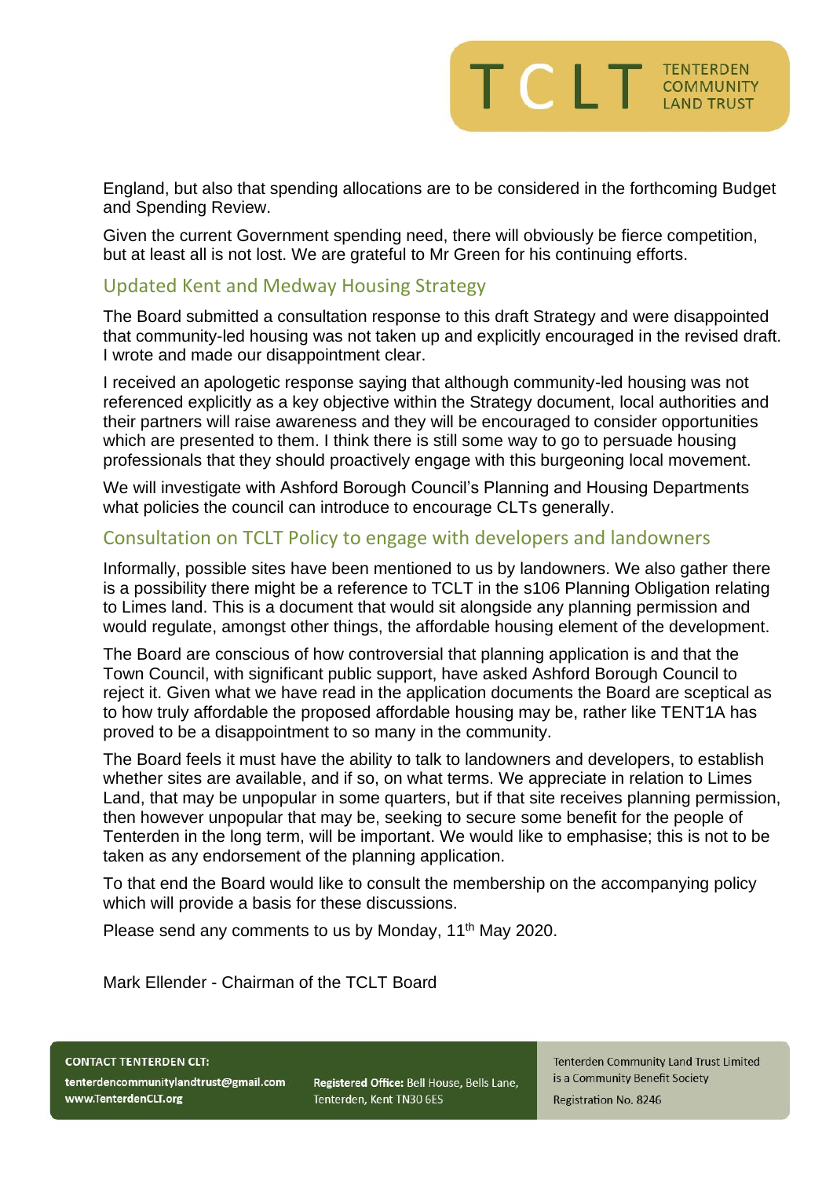England, but also that spending allocations are to be considered in the forthcoming Budget and Spending Review.

Given the current Government spending need, there will obviously be fierce competition, but at least all is not lost. We are grateful to Mr Green for his continuing efforts.

## Updated Kent and Medway Housing Strategy

The Board submitted a consultation response to this draft Strategy and were disappointed that community-led housing was not taken up and explicitly encouraged in the revised draft. I wrote and made our disappointment clear.

I received an apologetic response saying that although community-led housing was not referenced explicitly as a key objective within the Strategy document, local authorities and their partners will raise awareness and they will be encouraged to consider opportunities which are presented to them. I think there is still some way to go to persuade housing professionals that they should proactively engage with this burgeoning local movement.

We will investigate with Ashford Borough Council's Planning and Housing Departments what policies the council can introduce to encourage CLTs generally.

## Consultation on TCLT Policy to engage with developers and landowners

Informally, possible sites have been mentioned to us by landowners. We also gather there is a possibility there might be a reference to TCLT in the s106 Planning Obligation relating to Limes land. This is a document that would sit alongside any planning permission and would regulate, amongst other things, the affordable housing element of the development.

The Board are conscious of how controversial that planning application is and that the Town Council, with significant public support, have asked Ashford Borough Council to reject it. Given what we have read in the application documents the Board are sceptical as to how truly affordable the proposed affordable housing may be, rather like TENT1A has proved to be a disappointment to so many in the community.

The Board feels it must have the ability to talk to landowners and developers, to establish whether sites are available, and if so, on what terms. We appreciate in relation to Limes Land, that may be unpopular in some quarters, but if that site receives planning permission, then however unpopular that may be, seeking to secure some benefit for the people of Tenterden in the long term, will be important. We would like to emphasise; this is not to be taken as any endorsement of the planning application.

To that end the Board would like to consult the membership on the accompanying policy which will provide a basis for these discussions.

Please send any comments to us by Monday, 11th May 2020.

Mark Ellender - Chairman of the TCLT Board

**CONTACT TENTERDEN CLT:**
**tenterdencommunitylandtrust@gmail.com**
**www.TenterdenCLT.org**

**Registered Office:** Bell House, Bells Lane, Tenterden, Kent TN30 6ES

Tenterden Community Land Trust Limited is a Community Benefit Society
Registration No. 8246